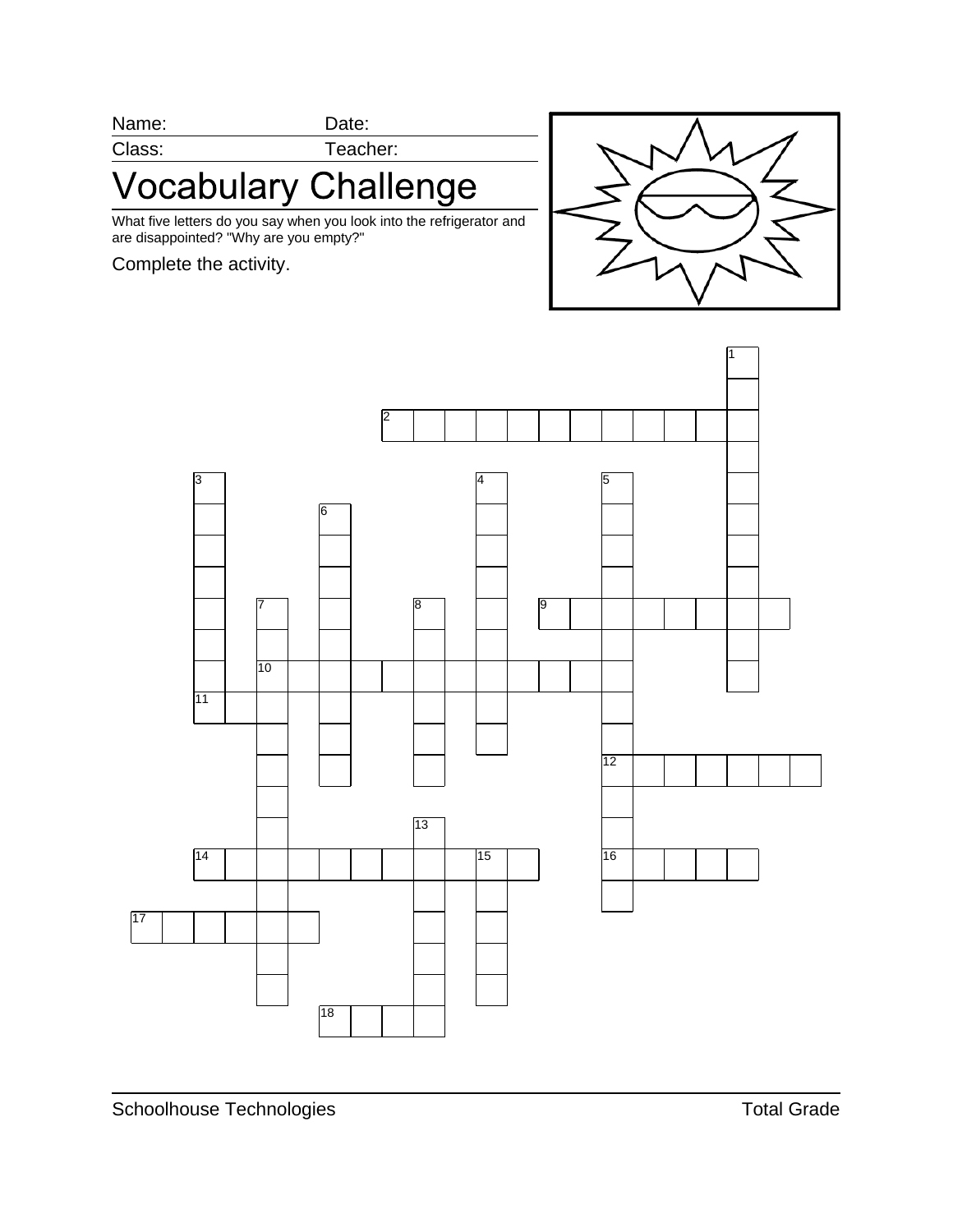Name: Date:

Class: Teacher:

# Vocabulary Challenge

What five letters do you say when you look into the refrigerator and are disappointed? "Why are you empty?"

Complete the activity.

1 2 3 4 5 6 7 8 9 10 11 12 13 14 15 16 17 18

Schoolhouse Technologies

Total Grade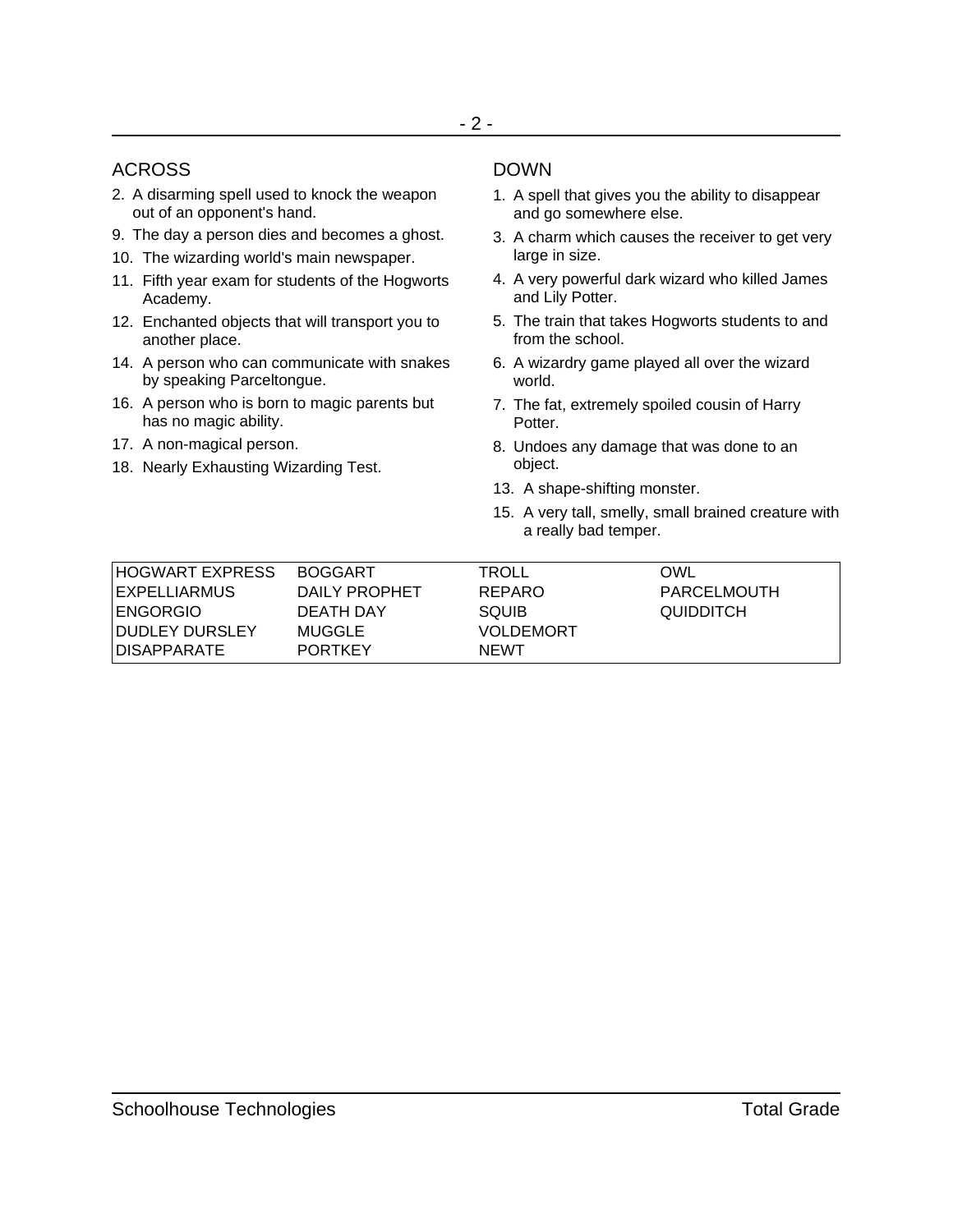## ACROSS

2. A disarming spell used to knock the weapon out of an opponent's hand.
9. The day a person dies and becomes a ghost.
10. The wizarding world's main newspaper.
11. Fifth year exam for students of the Hogworts Academy.
12. Enchanted objects that will transport you to another place.
14. A person who can communicate with snakes by speaking Parceltongue.
16. A person who is born to magic parents but has no magic ability.
17. A non-magical person.
18. Nearly Exhausting Wizarding Test.

## DOWN

1. A spell that gives you the ability to disappear and go somewhere else.
3. A charm which causes the receiver to get very large in size.
4. A very powerful dark wizard who killed James and Lily Potter.
5. The train that takes Hogworts students to and from the school.
6. A wizardry game played all over the wizard world.
7. The fat, extremely spoiled cousin of Harry Potter.
8. Undoes any damage that was done to an object.
13. A shape-shifting monster.
15. A very tall, smelly, small brained creature with a really bad temper.

| | | | |
|---|---|---|---|
| HOGWART EXPRESS | BOGGART | TROLL | OWL |
| EXPELLIARMUS | DAILY PROPHET | REPARO | PARCELMOUTH |
| ENGORGIO | DEATH DAY | SQUIB | QUIDDITCH |
| DUDLEY DURSLEY | MUGGLE | VOLDEMORT | |
| DISAPPARATE | PORTKEY | NEWT | |

Schoolhouse Technologies Total Grade